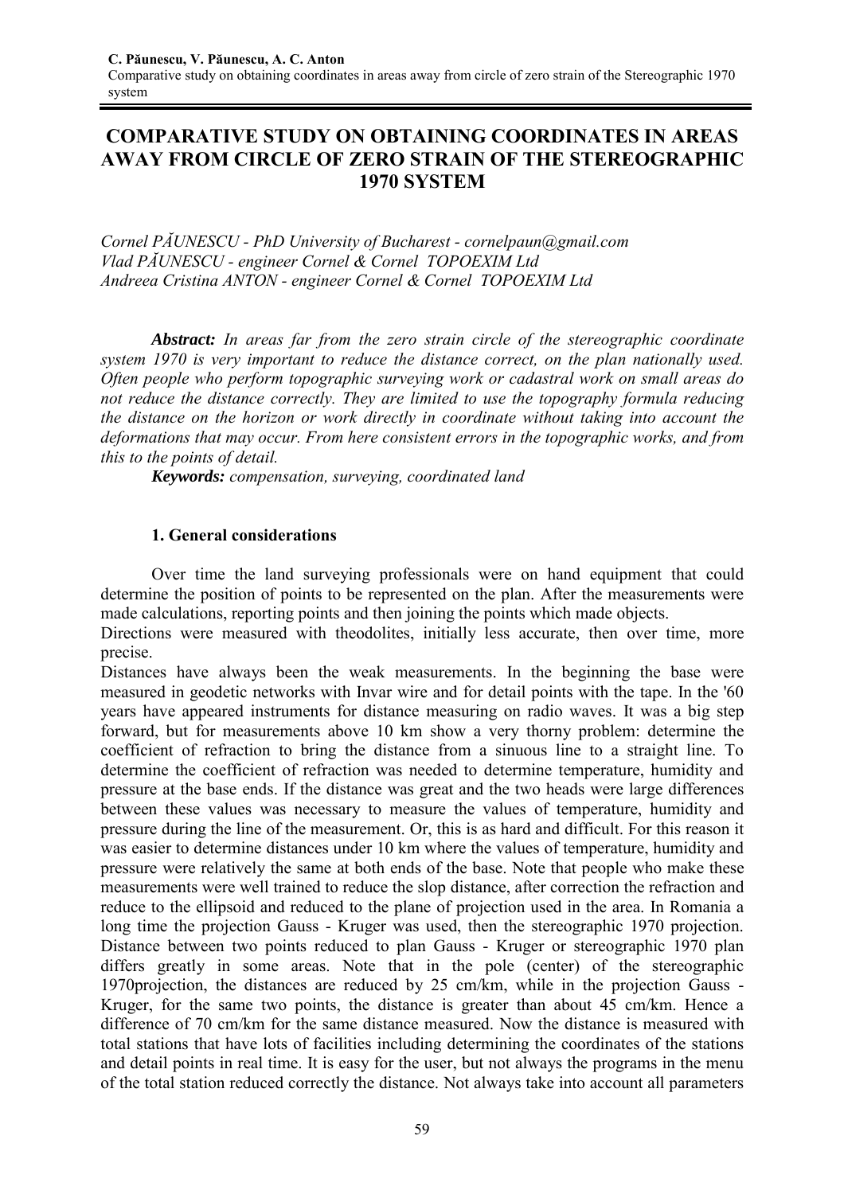# COMPARATIVE STUDY ON OBTAINING COORDINATES IN AREAS AWAY FROM CIRCLE OF ZERO STRAIN OF THE STEREOGRAPHIC 1970 SYSTEM

*Cornel PĂUNESCU - PhD University of Bucharest - cornelpaun@gmail.com*
*Vlad PĂUNESCU - engineer Cornel & Cornel TOPOEXIM Ltd*
*Andreea Cristina ANTON - engineer Cornel & Cornel TOPOEXIM Ltd*

***Abstract:*** *In areas far from the zero strain circle of the stereographic coordinate system 1970 is very important to reduce the distance correct, on the plan nationally used. Often people who perform topographic surveying work or cadastral work on small areas do not reduce the distance correctly. They are limited to use the topography formula reducing the distance on the horizon or work directly in coordinate without taking into account the deformations that may occur. From here consistent errors in the topographic works, and from this to the points of detail.*

***Keywords:*** *compensation, surveying, coordinated land*

### 1. General considerations

Over time the land surveying professionals were on hand equipment that could determine the position of points to be represented on the plan. After the measurements were made calculations, reporting points and then joining the points which made objects.

Directions were measured with theodolites, initially less accurate, then over time, more precise.

Distances have always been the weak measurements. In the beginning the base were measured in geodetic networks with Invar wire and for detail points with the tape. In the '60 years have appeared instruments for distance measuring on radio waves. It was a big step forward, but for measurements above 10 km show a very thorny problem: determine the coefficient of refraction to bring the distance from a sinuous line to a straight line. To determine the coefficient of refraction was needed to determine temperature, humidity and pressure at the base ends. If the distance was great and the two heads were large differences between these values was necessary to measure the values of temperature, humidity and pressure during the line of the measurement. Or, this is as hard and difficult. For this reason it was easier to determine distances under 10 km where the values of temperature, humidity and pressure were relatively the same at both ends of the base. Note that people who make these measurements were well trained to reduce the slop distance, after correction the refraction and reduce to the ellipsoid and reduced to the plane of projection used in the area. In Romania a long time the projection Gauss - Kruger was used, then the stereographic 1970 projection. Distance between two points reduced to plan Gauss - Kruger or stereographic 1970 plan differs greatly in some areas. Note that in the pole (center) of the stereographic 1970projection, the distances are reduced by 25 cm/km, while in the projection Gauss - Kruger, for the same two points, the distance is greater than about 45 cm/km. Hence a difference of 70 cm/km for the same distance measured. Now the distance is measured with total stations that have lots of facilities including determining the coordinates of the stations and detail points in real time. It is easy for the user, but not always the programs in the menu of the total station reduced correctly the distance. Not always take into account all parameters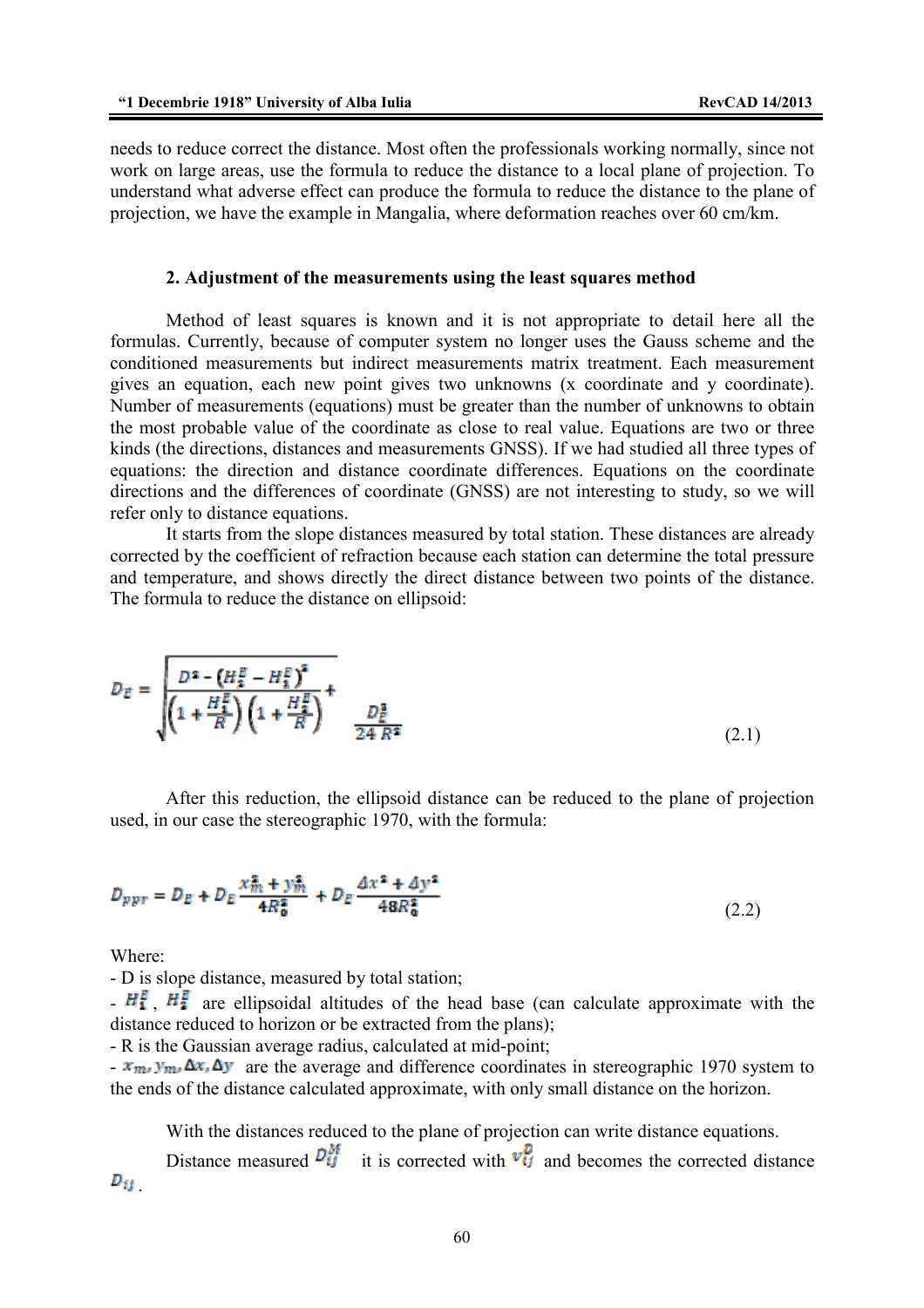needs to reduce correct the distance. Most often the professionals working normally, since not work on large areas, use the formula to reduce the distance to a local plane of projection. To understand what adverse effect can produce the formula to reduce the distance to the plane of projection, we have the example in Mangalia, where deformation reaches over 60 cm/km.

### 2. Adjustment of the measurements using the least squares method

Method of least squares is known and it is not appropriate to detail here all the formulas. Currently, because of computer system no longer uses the Gauss scheme and the conditioned measurements but indirect measurements matrix treatment. Each measurement gives an equation, each new point gives two unknowns (x coordinate and y coordinate). Number of measurements (equations) must be greater than the number of unknowns to obtain the most probable value of the coordinate as close to real value. Equations are two or three kinds (the directions, distances and measurements GNSS). If we had studied all three types of equations: the direction and distance coordinate differences. Equations on the coordinate directions and the differences of coordinate (GNSS) are not interesting to study, so we will refer only to distance equations.

It starts from the slope distances measured by total station. These distances are already corrected by the coefficient of refraction because each station can determine the total pressure and temperature, and shows directly the direct distance between two points of the distance. The formula to reduce the distance on ellipsoid:

$$D_E = \sqrt{\frac{D^2 - (H_2^E - H_1^E)^2}{\left(1 + \frac{H_1^E}{R}\right)\left(1 + \frac{H_2^E}{R}\right)}} + \frac{D_E^3}{24\,R^2} \tag{2.1}$$

After this reduction, the ellipsoid distance can be reduced to the plane of projection used, in our case the stereographic 1970, with the formula:

$$D_{ppr} = D_E + D_E \frac{x_m^2 + y_m^2}{4R_0^2} + D_E \frac{\Delta x^2 + \Delta y^2}{48R_0^2} \tag{2.2}$$

Where:

- D is slope distance, measured by total station;
- $H_1^E$, $H_2^E$ are ellipsoidal altitudes of the head base (can calculate approximate with the distance reduced to horizon or be extracted from the plans);
- R is the Gaussian average radius, calculated at mid-point;
- $x_m, y_m, \Delta x, \Delta y$ are the average and difference coordinates in stereographic 1970 system to the ends of the distance calculated approximate, with only small distance on the horizon.

With the distances reduced to the plane of projection can write distance equations.

Distance measured $D_{ij}^M$ it is corrected with $v_{ij}^D$ and becomes the corrected distance $D_{ij}$.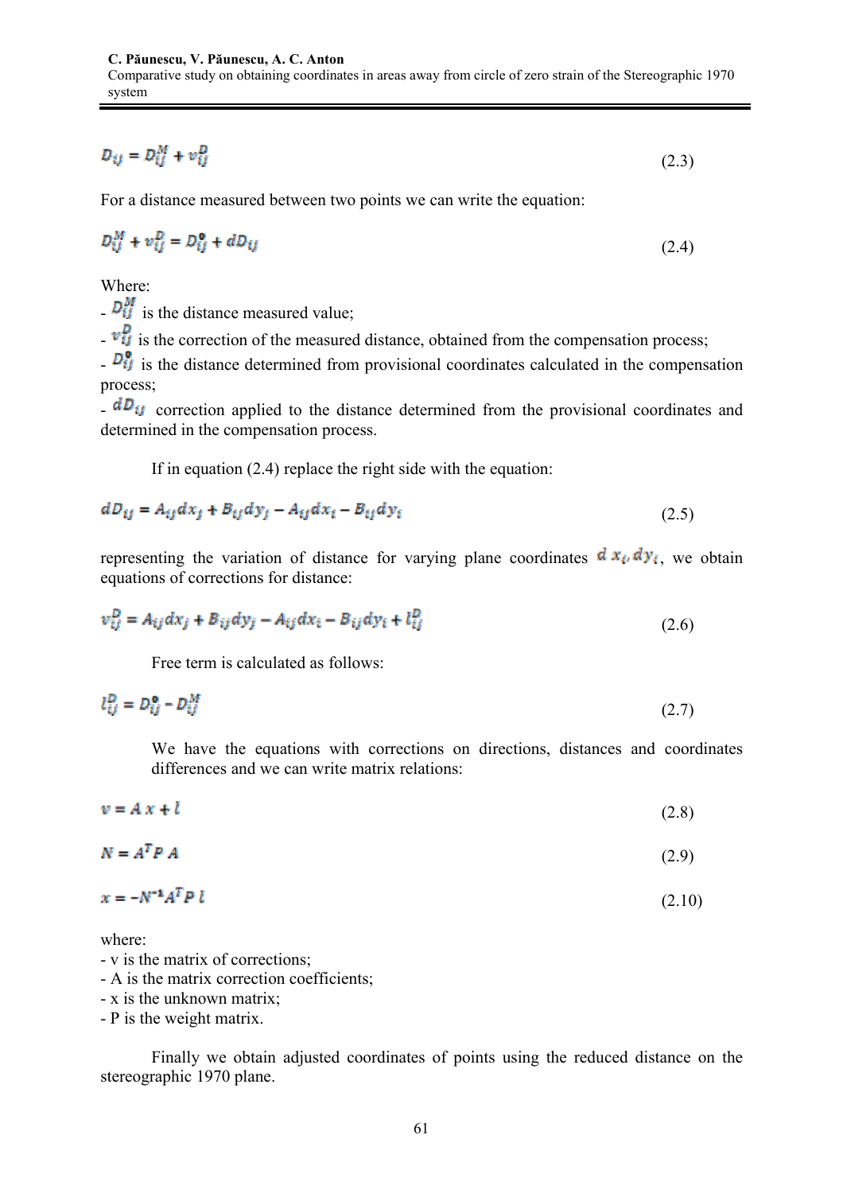$$D_{ij} = D_{ij}^{M} + v_{ij}^{D} \tag{2.3}$$

For a distance measured between two points we can write the equation:

$$D_{ij}^{M} + v_{ij}^{D} = D_{ij}^{0} + dD_{ij} \tag{2.4}$$

Where:

- $D_{ij}^{M}$ is the distance measured value;
- $v_{ij}^{D}$ is the correction of the measured distance, obtained from the compensation process;
- $D_{ij}^{0}$ is the distance determined from provisional coordinates calculated in the compensation process;
- $dD_{ij}$ correction applied to the distance determined from the provisional coordinates and determined in the compensation process.

If in equation (2.4) replace the right side with the equation:

$$dD_{ij} = A_{ij}dx_j + B_{ij}dy_j - A_{ij}dx_i - B_{ij}dy_i \tag{2.5}$$

representing the variation of distance for varying plane coordinates $d\,x_i, dy_i$, we obtain equations of corrections for distance:

$$v_{ij}^{D} = A_{ij}dx_j + B_{ij}dy_j - A_{ij}dx_i - B_{ij}dy_i + l_{ij}^{D} \tag{2.6}$$

Free term is calculated as follows:

$$l_{ij}^{D} = D_{ij}^{0} - D_{ij}^{M} \tag{2.7}$$

We have the equations with corrections on directions, distances and coordinates differences and we can write matrix relations:

$$v = A\,x + l \tag{2.8}$$

$$N = A^{T} P\,A \tag{2.9}$$

$$x = -N^{-1} A^{T} P\,l \tag{2.10}$$

where:

- v is the matrix of corrections;
- A is the matrix correction coefficients;
- x is the unknown matrix;
- P is the weight matrix.

Finally we obtain adjusted coordinates of points using the reduced distance on the stereographic 1970 plane.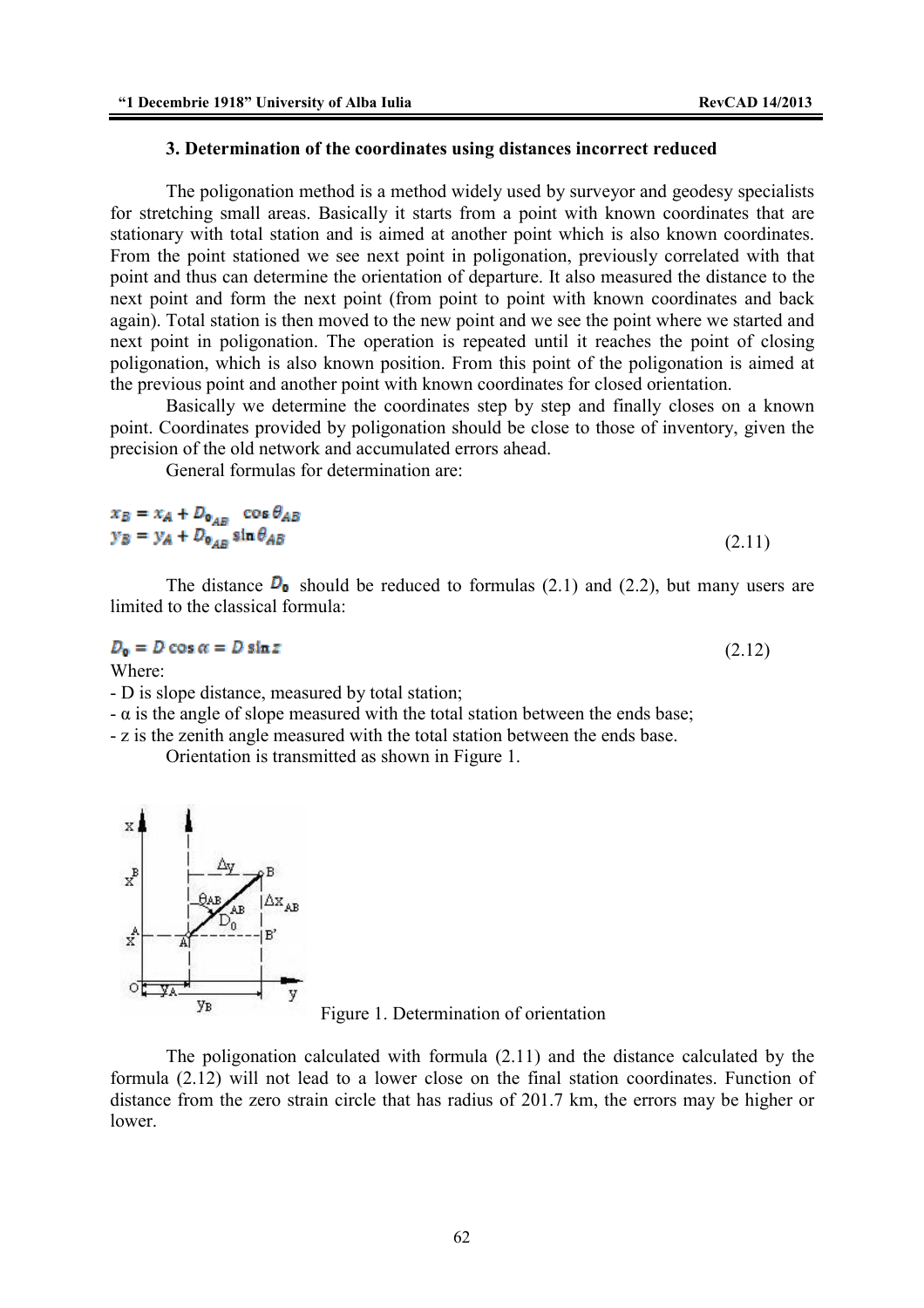### 3. Determination of the coordinates using distances incorrect reduced

The poligonation method is a method widely used by surveyor and geodesy specialists for stretching small areas. Basically it starts from a point with known coordinates that are stationary with total station and is aimed at another point which is also known coordinates. From the point stationed we see next point in poligonation, previously correlated with that point and thus can determine the orientation of departure. It also measured the distance to the next point and form the next point (from point to point with known coordinates and back again). Total station is then moved to the new point and we see the point where we started and next point in poligonation. The operation is repeated until it reaches the point of closing poligonation, which is also known position. From this point of the poligonation is aimed at the previous point and another point with known coordinates for closed orientation.

Basically we determine the coordinates step by step and finally closes on a known point. Coordinates provided by poligonation should be close to those of inventory, given the precision of the old network and accumulated errors ahead.

General formulas for determination are:

$$x_B = x_A + D_{0_{AB}} \cos\theta_{AB}$$
$$y_B = y_A + D_{0_{AB}} \sin\theta_{AB} \qquad (2.11)$$

The distance $D_0$ should be reduced to formulas (2.1) and (2.2), but many users are limited to the classical formula:

$$D_0 = D\cos\alpha = D\sin z \qquad (2.12)$$

Where:

- D is slope distance, measured by total station;
- α is the angle of slope measured with the total station between the ends base;
- z is the zenith angle measured with the total station between the ends base.

Orientation is transmitted as shown in Figure 1.

Figure 1. Determination of orientation

The poligonation calculated with formula (2.11) and the distance calculated by the formula (2.12) will not lead to a lower close on the final station coordinates. Function of distance from the zero strain circle that has radius of 201.7 km, the errors may be higher or lower.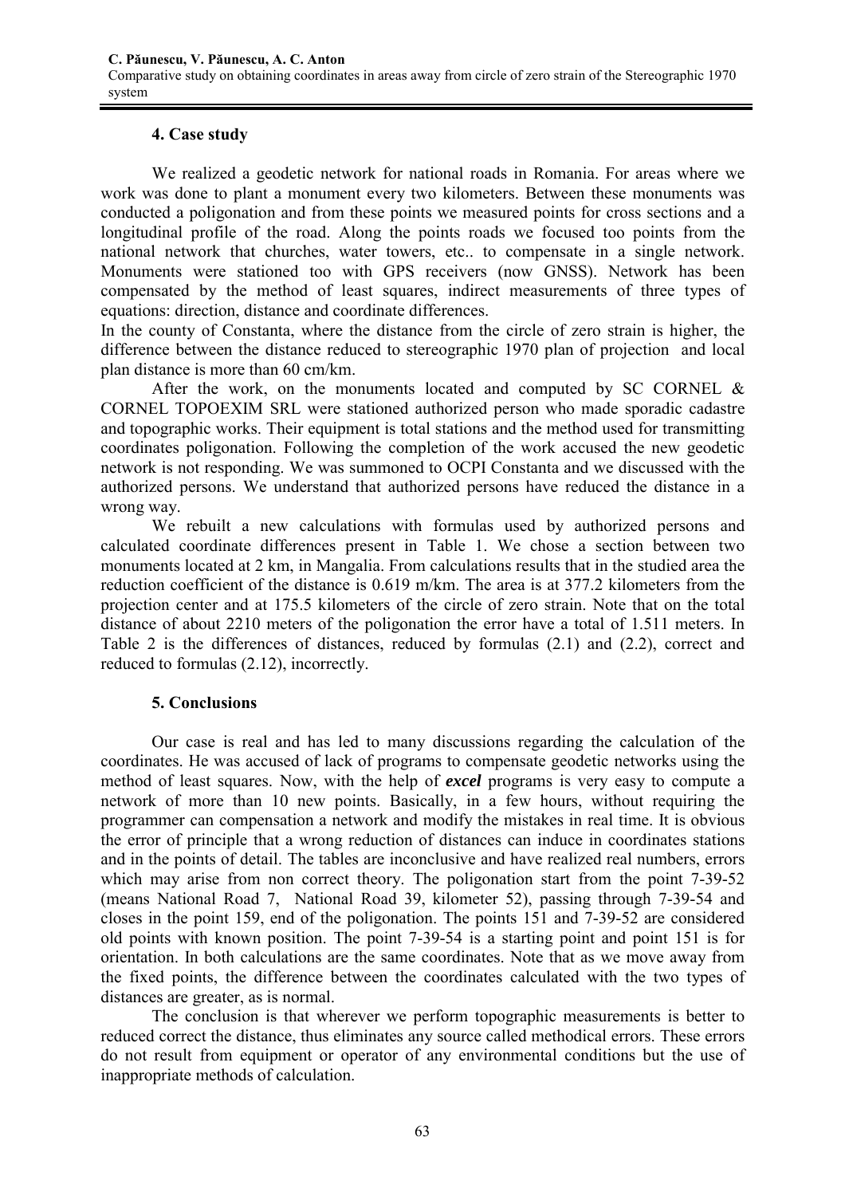### 4. Case study

We realized a geodetic network for national roads in Romania. For areas where we work was done to plant a monument every two kilometers. Between these monuments was conducted a poligonation and from these points we measured points for cross sections and a longitudinal profile of the road. Along the points roads we focused too points from the national network that churches, water towers, etc.. to compensate in a single network. Monuments were stationed too with GPS receivers (now GNSS). Network has been compensated by the method of least squares, indirect measurements of three types of equations: direction, distance and coordinate differences.

In the county of Constanta, where the distance from the circle of zero strain is higher, the difference between the distance reduced to stereographic 1970 plan of projection and local plan distance is more than 60 cm/km.

After the work, on the monuments located and computed by SC CORNEL & CORNEL TOPOEXIM SRL were stationed authorized person who made sporadic cadastre and topographic works. Their equipment is total stations and the method used for transmitting coordinates poligonation. Following the completion of the work accused the new geodetic network is not responding. We was summoned to OCPI Constanta and we discussed with the authorized persons. We understand that authorized persons have reduced the distance in a wrong way.

We rebuilt a new calculations with formulas used by authorized persons and calculated coordinate differences present in Table 1. We chose a section between two monuments located at 2 km, in Mangalia. From calculations results that in the studied area the reduction coefficient of the distance is 0.619 m/km. The area is at 377.2 kilometers from the projection center and at 175.5 kilometers of the circle of zero strain. Note that on the total distance of about 2210 meters of the poligonation the error have a total of 1.511 meters. In Table 2 is the differences of distances, reduced by formulas (2.1) and (2.2), correct and reduced to formulas (2.12), incorrectly.

### 5. Conclusions

Our case is real and has led to many discussions regarding the calculation of the coordinates. He was accused of lack of programs to compensate geodetic networks using the method of least squares. Now, with the help of ***excel*** programs is very easy to compute a network of more than 10 new points. Basically, in a few hours, without requiring the programmer can compensation a network and modify the mistakes in real time. It is obvious the error of principle that a wrong reduction of distances can induce in coordinates stations and in the points of detail. The tables are inconclusive and have realized real numbers, errors which may arise from non correct theory. The poligonation start from the point 7-39-52 (means National Road 7, National Road 39, kilometer 52), passing through 7-39-54 and closes in the point 159, end of the poligonation. The points 151 and 7-39-52 are considered old points with known position. The point 7-39-54 is a starting point and point 151 is for orientation. In both calculations are the same coordinates. Note that as we move away from the fixed points, the difference between the coordinates calculated with the two types of distances are greater, as is normal.

The conclusion is that wherever we perform topographic measurements is better to reduced correct the distance, thus eliminates any source called methodical errors. These errors do not result from equipment or operator of any environmental conditions but the use of inappropriate methods of calculation.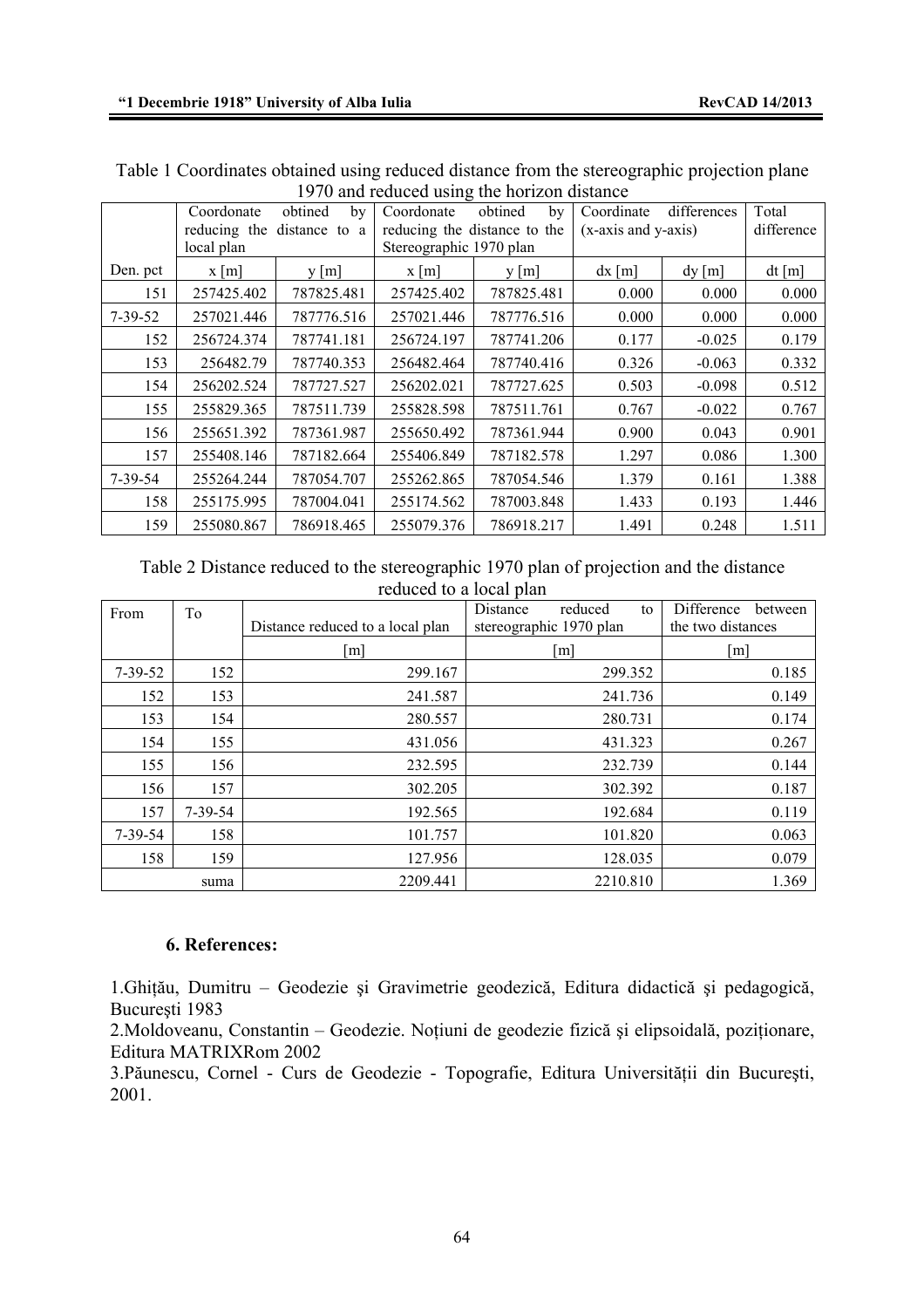Table 1 Coordinates obtained using reduced distance from the stereographic projection plane 1970 and reduced using the horizon distance

| | Coordonate obtined by reducing the distance to a local plan | | Coordonate obtined by reducing the distance to the Stereographic 1970 plan | | Coordinate differences (x-axis and y-axis) | | Total difference |
|---|---|---|---|---|---|---|---|
| Den. pct | x [m] | y [m] | x [m] | y [m] | dx [m] | dy [m] | dt [m] |
| 151 | 257425.402 | 787825.481 | 257425.402 | 787825.481 | 0.000 | 0.000 | 0.000 |
| 7-39-52 | 257021.446 | 787776.516 | 257021.446 | 787776.516 | 0.000 | 0.000 | 0.000 |
| 152 | 256724.374 | 787741.181 | 256724.197 | 787741.206 | 0.177 | -0.025 | 0.179 |
| 153 | 256482.79 | 787740.353 | 256482.464 | 787740.416 | 0.326 | -0.063 | 0.332 |
| 154 | 256202.524 | 787727.527 | 256202.021 | 787727.625 | 0.503 | -0.098 | 0.512 |
| 155 | 255829.365 | 787511.739 | 255828.598 | 787511.761 | 0.767 | -0.022 | 0.767 |
| 156 | 255651.392 | 787361.987 | 255650.492 | 787361.944 | 0.900 | 0.043 | 0.901 |
| 157 | 255408.146 | 787182.664 | 255406.849 | 787182.578 | 1.297 | 0.086 | 1.300 |
| 7-39-54 | 255264.244 | 787054.707 | 255262.865 | 787054.546 | 1.379 | 0.161 | 1.388 |
| 158 | 255175.995 | 787004.041 | 255174.562 | 787003.848 | 1.433 | 0.193 | 1.446 |
| 159 | 255080.867 | 786918.465 | 255079.376 | 786918.217 | 1.491 | 0.248 | 1.511 |

Table 2 Distance reduced to the stereographic 1970 plan of projection and the distance reduced to a local plan

| From | To | Distance reduced to a local plan | Distance reduced to stereographic 1970 plan | Difference between the two distances |
|---|---|---|---|---|
| | | [m] | [m] | [m] |
| 7-39-52 | 152 | 299.167 | 299.352 | 0.185 |
| 152 | 153 | 241.587 | 241.736 | 0.149 |
| 153 | 154 | 280.557 | 280.731 | 0.174 |
| 154 | 155 | 431.056 | 431.323 | 0.267 |
| 155 | 156 | 232.595 | 232.739 | 0.144 |
| 156 | 157 | 302.205 | 302.392 | 0.187 |
| 157 | 7-39-54 | 192.565 | 192.684 | 0.119 |
| 7-39-54 | 158 | 101.757 | 101.820 | 0.063 |
| 158 | 159 | 127.956 | 128.035 | 0.079 |
| | suma | 2209.441 | 2210.810 | 1.369 |

### 6. References:

1.Ghițău, Dumitru – Geodezie şi Gravimetrie geodezică, Editura didactică şi pedagogică, Bucureşti 1983

2.Moldoveanu, Constantin – Geodezie. Noțiuni de geodezie fizică şi elipsoidală, poziționare, Editura MATRIXRom 2002

3.Păunescu, Cornel - Curs de Geodezie - Topografie, Editura Universității din Bucureşti, 2001.